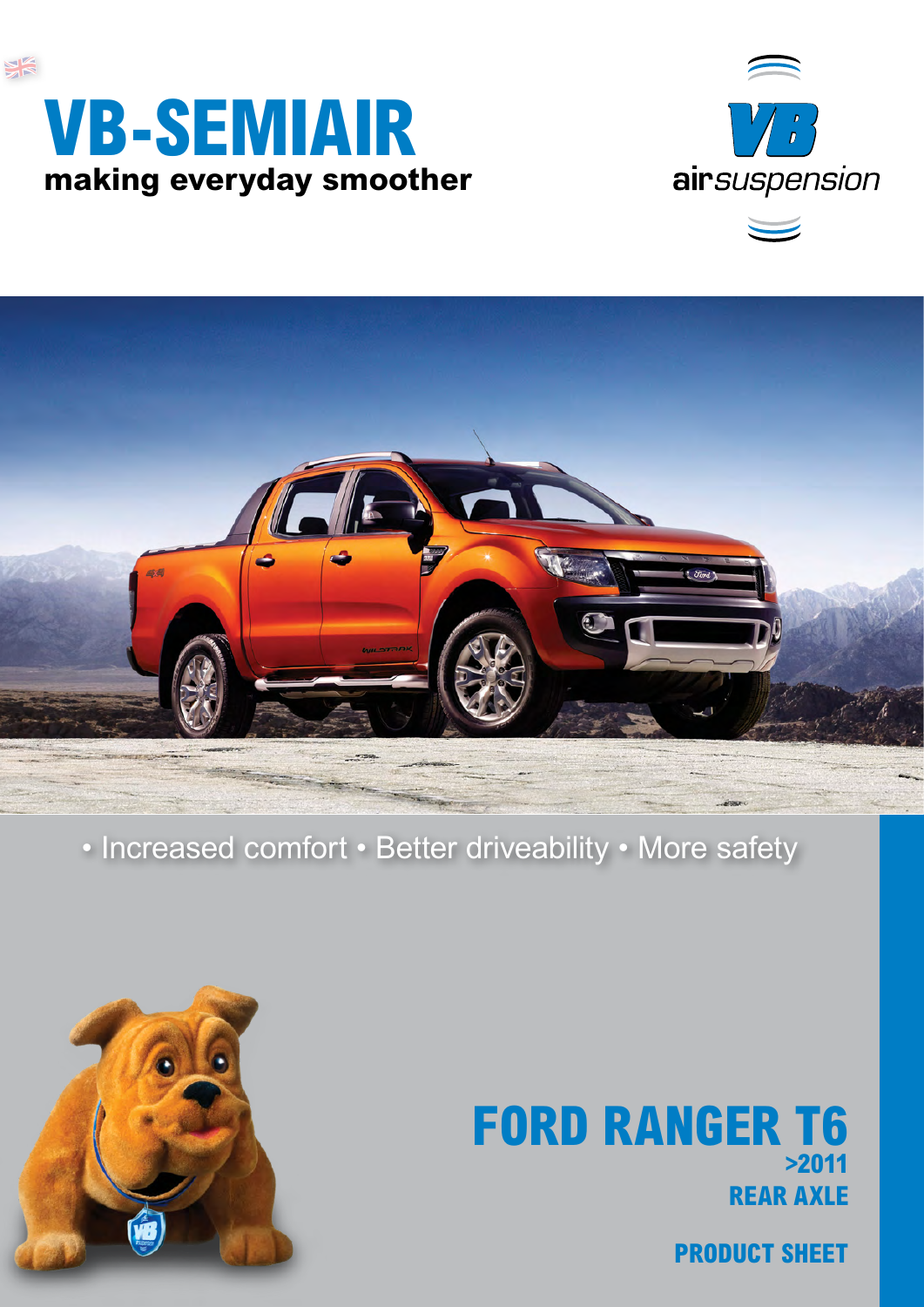# VB-SEMIAIR

**making everyday smoother**

VB airsuspension

• Increased comfort • Better driveability • More safety

## FORD RANGER T6

**>2011**

**REAR AXLE**

**PRODUCT SHEET**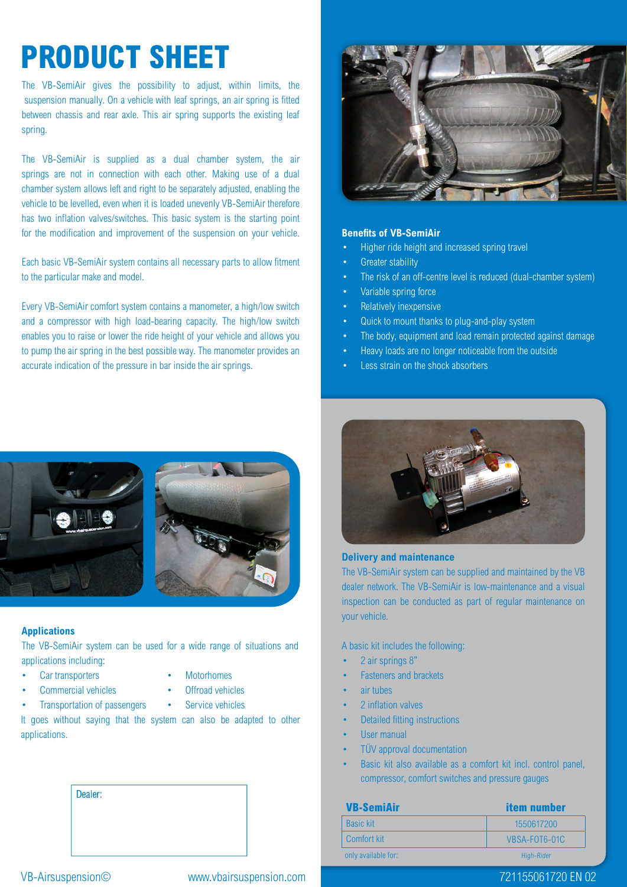# PRODUCT SHEET

The VB-SemiAir gives the possibility to adjust, within limits, the suspension manually. On a vehicle with leaf springs, an air spring is fitted between chassis and rear axle. This air spring supports the existing leaf spring.

The VB-SemiAir is supplied as a dual chamber system, the air springs are not in connection with each other. Making use of a dual chamber system allows left and right to be separately adjusted, enabling the vehicle to be levelled, even when it is loaded unevenly VB-SemiAir therefore has two inflation valves/switches. This basic system is the starting point for the modification and improvement of the suspension on your vehicle.

Each basic VB-SemiAir system contains all necessary parts to allow fitment to the particular make and model.

Every VB-SemiAir comfort system contains a manometer, a high/low switch and a compressor with high load-bearing capacity. The high/low switch enables you to raise or lower the ride height of your vehicle and allows you to pump the air spring in the best possible way. The manometer provides an accurate indication of the pressure in bar inside the air springs.

### Applications

The VB-SemiAir system can be used for a wide range of situations and applications including:

- Car transporters
- Commercial vehicles
- Transportation of passengers
- Motorhomes
- Offroad vehicles
- Service vehicles

It goes without saying that the system can also be adapted to other applications.

Dealer:

### Benefits of VB-SemiAir

- Higher ride height and increased spring travel
- Greater stability
- The risk of an off-centre level is reduced (dual-chamber system)
- Variable spring force
- Relatively inexpensive
- Quick to mount thanks to plug-and-play system
- The body, equipment and load remain protected against damage
- Heavy loads are no longer noticeable from the outside
- Less strain on the shock absorbers

### Delivery and maintenance

The VB-SemiAir system can be supplied and maintained by the VB dealer network. The VB-SemiAir is low-maintenance and a visual inspection can be conducted as part of regular maintenance on your vehicle.

A basic kit includes the following:

- 2 air springs 8"
- Fasteners and brackets
- air tubes
- 2 inflation valves
- Detailed fitting instructions
- User manual
- TÜV approval documentation
- Basic kit also available as a comfort kit incl. control panel, compressor, comfort switches and pressure gauges

| VB-SemiAir | item number |
|---|---|
| Basic kit | 1550617200 |
| Comfort kit | VBSA-FOT6-01C |
| only available for: | *High-Rider* |

VB-Airsuspension© www.vbairsuspension.com 721155061720 EN 02